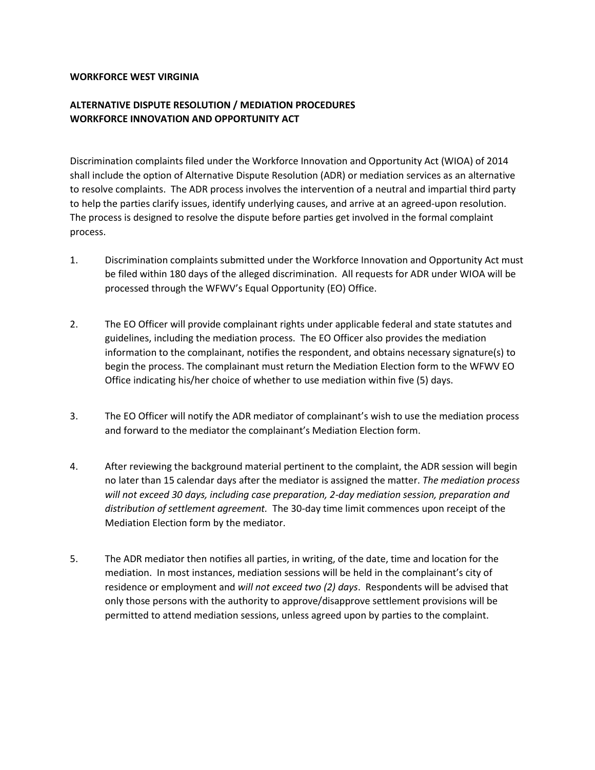**WORKFORCE WEST VIRGINIA**

**ALTERNATIVE DISPUTE RESOLUTION / MEDIATION PROCEDURES**
**WORKFORCE INNOVATION AND OPPORTUNITY ACT**

Discrimination complaints filed under the Workforce Innovation and Opportunity Act (WIOA) of 2014 shall include the option of Alternative Dispute Resolution (ADR) or mediation services as an alternative to resolve complaints. The ADR process involves the intervention of a neutral and impartial third party to help the parties clarify issues, identify underlying causes, and arrive at an agreed-upon resolution. The process is designed to resolve the dispute before parties get involved in the formal complaint process.

1. Discrimination complaints submitted under the Workforce Innovation and Opportunity Act must be filed within 180 days of the alleged discrimination. All requests for ADR under WIOA will be processed through the WFWV's Equal Opportunity (EO) Office.

2. The EO Officer will provide complainant rights under applicable federal and state statutes and guidelines, including the mediation process. The EO Officer also provides the mediation information to the complainant, notifies the respondent, and obtains necessary signature(s) to begin the process. The complainant must return the Mediation Election form to the WFWV EO Office indicating his/her choice of whether to use mediation within five (5) days.

3. The EO Officer will notify the ADR mediator of complainant's wish to use the mediation process and forward to the mediator the complainant's Mediation Election form.

4. After reviewing the background material pertinent to the complaint, the ADR session will begin no later than 15 calendar days after the mediator is assigned the matter. *The mediation process will not exceed 30 days, including case preparation, 2-day mediation session, preparation and distribution of settlement agreement.* The 30-day time limit commences upon receipt of the Mediation Election form by the mediator.

5. The ADR mediator then notifies all parties, in writing, of the date, time and location for the mediation. In most instances, mediation sessions will be held in the complainant's city of residence or employment and *will not exceed two (2) days*. Respondents will be advised that only those persons with the authority to approve/disapprove settlement provisions will be permitted to attend mediation sessions, unless agreed upon by parties to the complaint.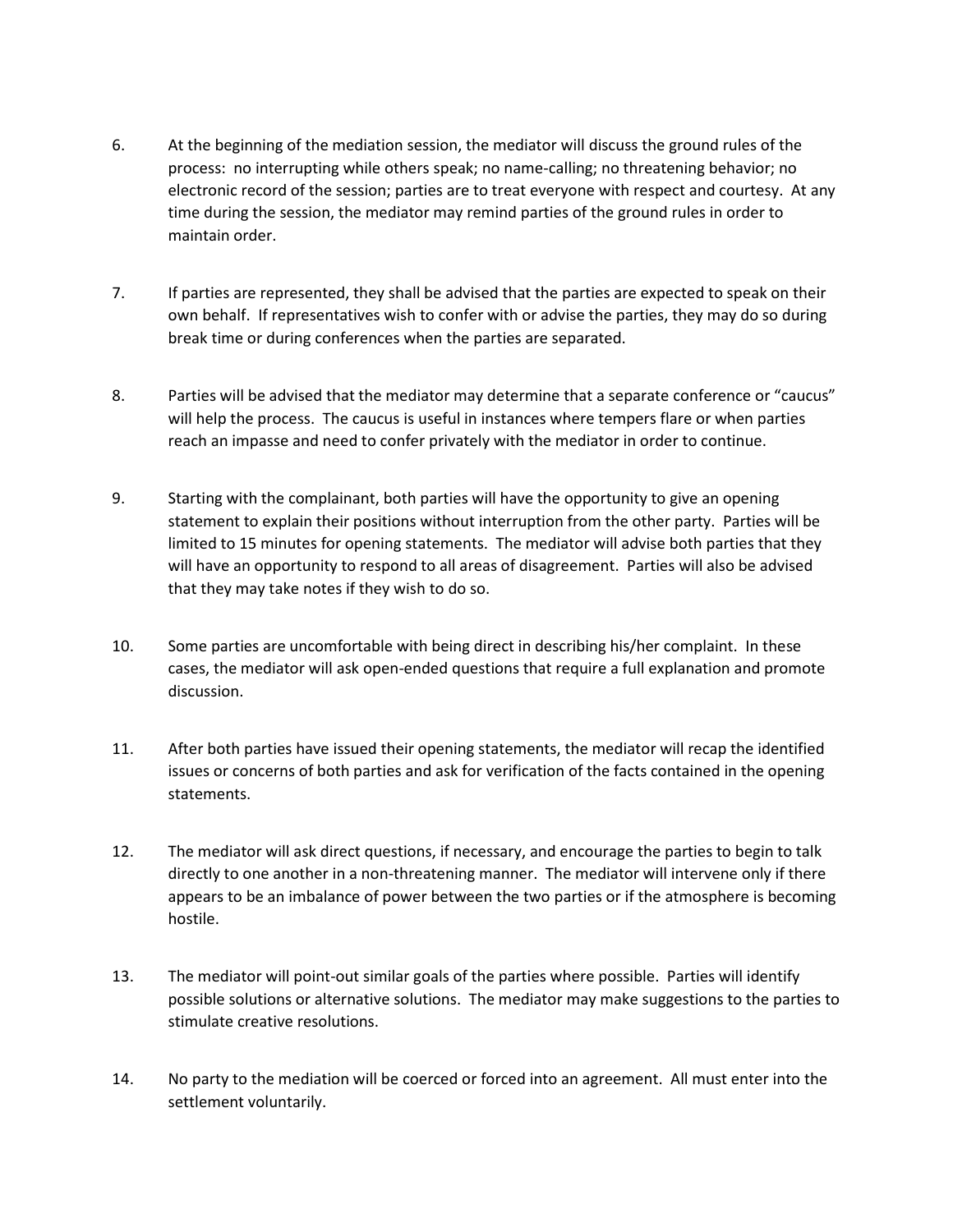6. At the beginning of the mediation session, the mediator will discuss the ground rules of the process: no interrupting while others speak; no name-calling; no threatening behavior; no electronic record of the session; parties are to treat everyone with respect and courtesy. At any time during the session, the mediator may remind parties of the ground rules in order to maintain order.

7. If parties are represented, they shall be advised that the parties are expected to speak on their own behalf. If representatives wish to confer with or advise the parties, they may do so during break time or during conferences when the parties are separated.

8. Parties will be advised that the mediator may determine that a separate conference or "caucus" will help the process. The caucus is useful in instances where tempers flare or when parties reach an impasse and need to confer privately with the mediator in order to continue.

9. Starting with the complainant, both parties will have the opportunity to give an opening statement to explain their positions without interruption from the other party. Parties will be limited to 15 minutes for opening statements. The mediator will advise both parties that they will have an opportunity to respond to all areas of disagreement. Parties will also be advised that they may take notes if they wish to do so.

10. Some parties are uncomfortable with being direct in describing his/her complaint. In these cases, the mediator will ask open-ended questions that require a full explanation and promote discussion.

11. After both parties have issued their opening statements, the mediator will recap the identified issues or concerns of both parties and ask for verification of the facts contained in the opening statements.

12. The mediator will ask direct questions, if necessary, and encourage the parties to begin to talk directly to one another in a non-threatening manner. The mediator will intervene only if there appears to be an imbalance of power between the two parties or if the atmosphere is becoming hostile.

13. The mediator will point-out similar goals of the parties where possible. Parties will identify possible solutions or alternative solutions. The mediator may make suggestions to the parties to stimulate creative resolutions.

14. No party to the mediation will be coerced or forced into an agreement. All must enter into the settlement voluntarily.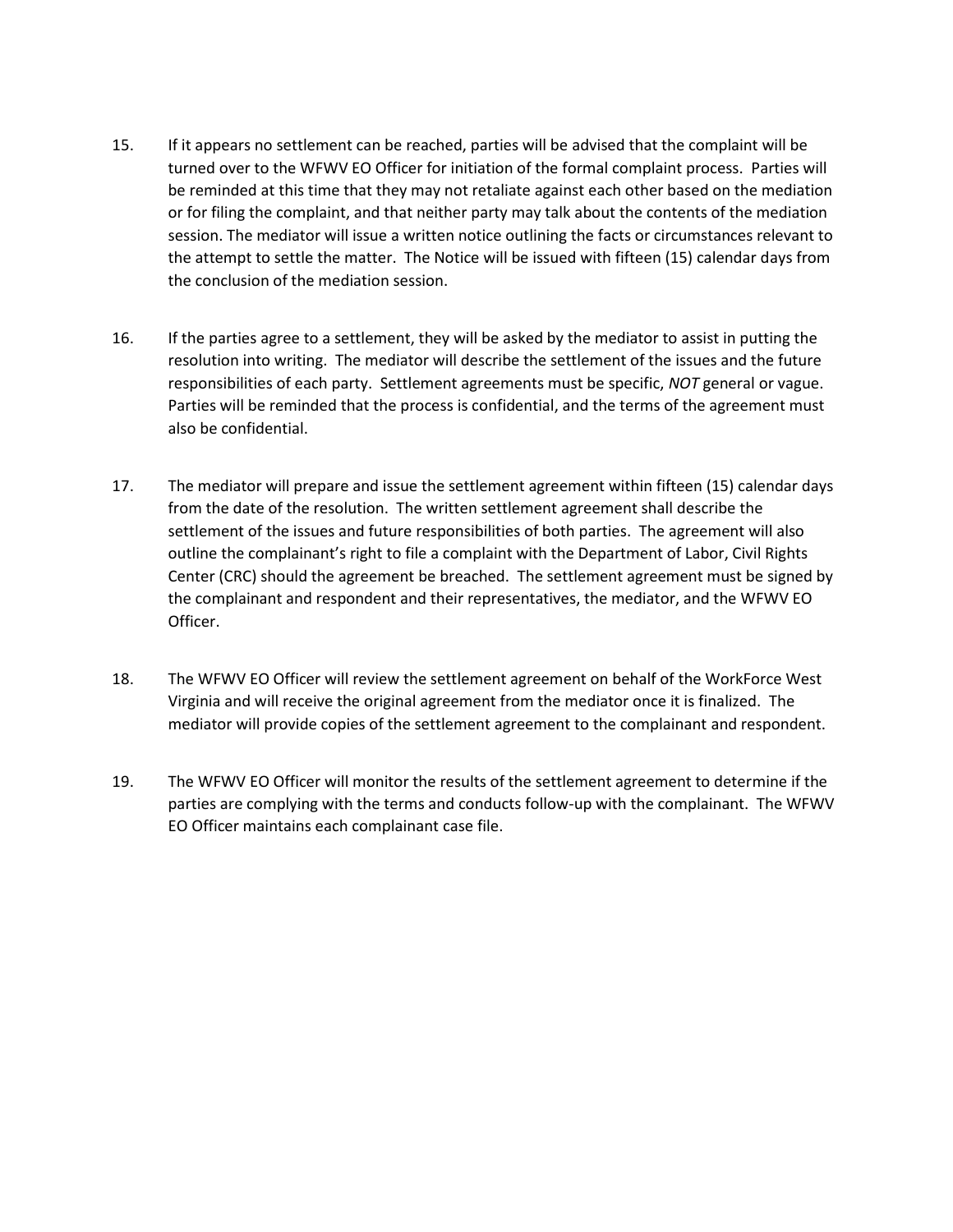15. If it appears no settlement can be reached, parties will be advised that the complaint will be turned over to the WFWV EO Officer for initiation of the formal complaint process. Parties will be reminded at this time that they may not retaliate against each other based on the mediation or for filing the complaint, and that neither party may talk about the contents of the mediation session. The mediator will issue a written notice outlining the facts or circumstances relevant to the attempt to settle the matter. The Notice will be issued with fifteen (15) calendar days from the conclusion of the mediation session.

16. If the parties agree to a settlement, they will be asked by the mediator to assist in putting the resolution into writing. The mediator will describe the settlement of the issues and the future responsibilities of each party. Settlement agreements must be specific, *NOT* general or vague. Parties will be reminded that the process is confidential, and the terms of the agreement must also be confidential.

17. The mediator will prepare and issue the settlement agreement within fifteen (15) calendar days from the date of the resolution. The written settlement agreement shall describe the settlement of the issues and future responsibilities of both parties. The agreement will also outline the complainant's right to file a complaint with the Department of Labor, Civil Rights Center (CRC) should the agreement be breached. The settlement agreement must be signed by the complainant and respondent and their representatives, the mediator, and the WFWV EO Officer.

18. The WFWV EO Officer will review the settlement agreement on behalf of the WorkForce West Virginia and will receive the original agreement from the mediator once it is finalized. The mediator will provide copies of the settlement agreement to the complainant and respondent.

19. The WFWV EO Officer will monitor the results of the settlement agreement to determine if the parties are complying with the terms and conducts follow-up with the complainant. The WFWV EO Officer maintains each complainant case file.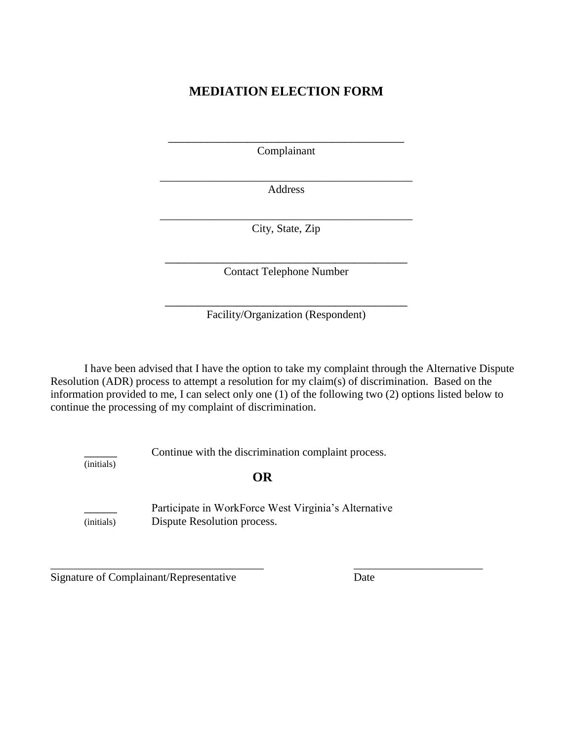# MEDIATION ELECTION FORM

\_\_\_\_\_\_\_\_\_\_\_\_\_\_\_\_\_\_\_\_\_\_\_\_\_\_\_\_\_\_\_\_\_\_\_\_\_\_\_\_\_

Complainant

\_\_\_\_\_\_\_\_\_\_\_\_\_\_\_\_\_\_\_\_\_\_\_\_\_\_\_\_\_\_\_\_\_\_\_\_\_\_\_\_\_\_\_\_

Address

\_\_\_\_\_\_\_\_\_\_\_\_\_\_\_\_\_\_\_\_\_\_\_\_\_\_\_\_\_\_\_\_\_\_\_\_\_\_\_\_\_\_\_\_

City, State, Zip

\_\_\_\_\_\_\_\_\_\_\_\_\_\_\_\_\_\_\_\_\_\_\_\_\_\_\_\_\_\_\_\_\_\_\_\_\_\_\_\_\_\_\_

Contact Telephone Number

\_\_\_\_\_\_\_\_\_\_\_\_\_\_\_\_\_\_\_\_\_\_\_\_\_\_\_\_\_\_\_\_\_\_\_\_\_\_\_\_\_\_\_

Facility/Organization (Respondent)

I have been advised that I have the option to take my complaint through the Alternative Dispute Resolution (ADR) process to attempt a resolution for my claim(s) of discrimination. Based on the information provided to me, I can select only one (1) of the following two (2) options listed below to continue the processing of my complaint of discrimination.

\_\_\_\_\_\_ (initials) Continue with the discrimination complaint process.

**OR**

\_\_\_\_\_\_ (initials) Participate in WorkForce West Virginia's Alternative Dispute Resolution process.

\_\_\_\_\_\_\_\_\_\_\_\_\_\_\_\_\_\_\_\_\_\_\_\_\_\_\_\_\_\_\_\_\_\_\_\_\_\_ \_\_\_\_\_\_\_\_\_\_\_\_\_\_\_\_\_\_\_\_\_\_\_

Signature of Complainant/Representative Date